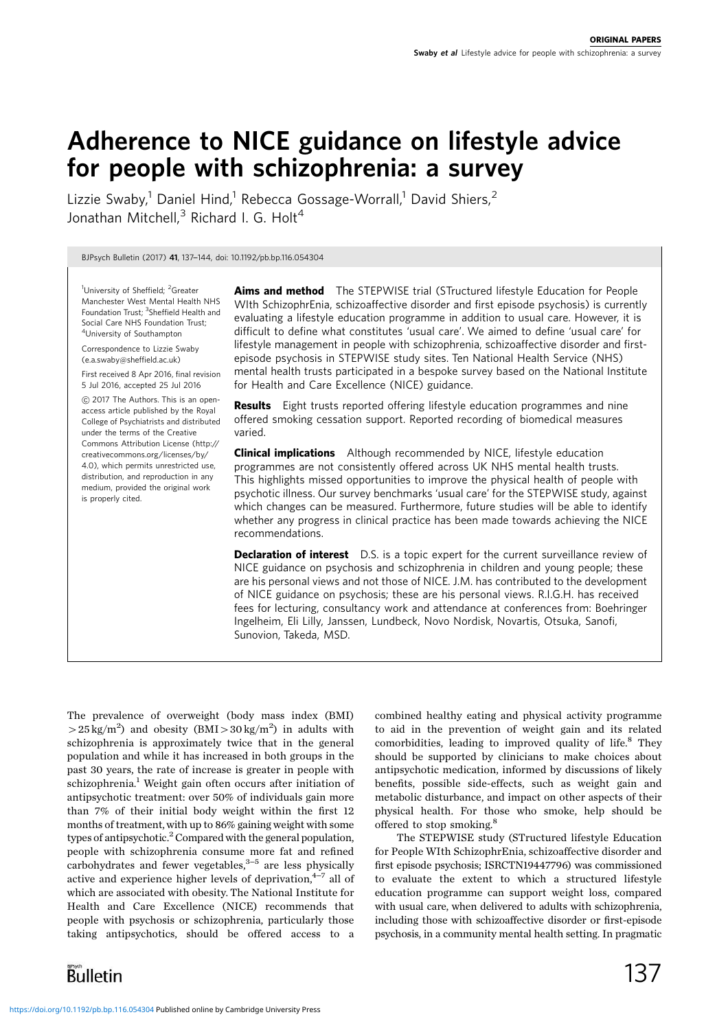# Adherence to NICE guidance on lifestyle advice for people with schizophrenia: a survey

Lizzie Swaby,[1] Daniel Hind,[1] Rebecca Gossage-Worrall,[1] David Shiers,[2] Jonathan Mitchell,[3] Richard I. G. Holt[4]

BJPsych Bulletin (2017) 41, 137–144, doi: 10.1192/pb.bp.116.054304

[1]University of Sheffield; [2]Greater Manchester West Mental Health NHS Foundation Trust; [3]Sheffield Health and Social Care NHS Foundation Trust; [4]University of Southampton

Correspondence to Lizzie Swaby (e.a.swaby@sheffield.ac.uk)

First received 8 Apr 2016, final revision 5 Jul 2016, accepted 25 Jul 2016

© 2017 The Authors. This is an open-access article published by the Royal College of Psychiatrists and distributed under the terms of the Creative Commons Attribution License (http://creativecommons.org/licenses/by/4.0), which permits unrestricted use, distribution, and reproduction in any medium, provided the original work is properly cited.

**Aims and method** The STEPWISE trial (STructured lifestyle Education for People WIth SchizophrEnia, schizoaffective disorder and first episode psychosis) is currently evaluating a lifestyle education programme in addition to usual care. However, it is difficult to define what constitutes 'usual care'. We aimed to define 'usual care' for lifestyle management in people with schizophrenia, schizoaffective disorder and first-episode psychosis in STEPWISE study sites. Ten National Health Service (NHS) mental health trusts participated in a bespoke survey based on the National Institute for Health and Care Excellence (NICE) guidance.

**Results** Eight trusts reported offering lifestyle education programmes and nine offered smoking cessation support. Reported recording of biomedical measures varied.

**Clinical implications** Although recommended by NICE, lifestyle education programmes are not consistently offered across UK NHS mental health trusts. This highlights missed opportunities to improve the physical health of people with psychotic illness. Our survey benchmarks 'usual care' for the STEPWISE study, against which changes can be measured. Furthermore, future studies will be able to identify whether any progress in clinical practice has been made towards achieving the NICE recommendations.

**Declaration of interest** D.S. is a topic expert for the current surveillance review of NICE guidance on psychosis and schizophrenia in children and young people; these are his personal views and not those of NICE. J.M. has contributed to the development of NICE guidance on psychosis; these are his personal views. R.I.G.H. has received fees for lecturing, consultancy work and attendance at conferences from: Boehringer Ingelheim, Eli Lilly, Janssen, Lundbeck, Novo Nordisk, Novartis, Otsuka, Sanofi, Sunovion, Takeda, MSD.

The prevalence of overweight (body mass index (BMI) $>25\,kg/m^2$) and obesity ($BMI>30\,kg/m^2$) in adults with schizophrenia is approximately twice that in the general population and while it has increased in both groups in the past 30 years, the rate of increase is greater in people with schizophrenia.[1] Weight gain often occurs after initiation of antipsychotic treatment: over 50% of individuals gain more than 7% of their initial body weight within the first 12 months of treatment, with up to 86% gaining weight with some types of antipsychotic.[2] Compared with the general population, people with schizophrenia consume more fat and refined carbohydrates and fewer vegetables,[3–5] are less physically active and experience higher levels of deprivation,[4–7] all of which are associated with obesity. The National Institute for Health and Care Excellence (NICE) recommends that people with psychosis or schizophrenia, particularly those taking antipsychotics, should be offered access to a combined healthy eating and physical activity programme to aid in the prevention of weight gain and its related comorbidities, leading to improved quality of life.[8] They should be supported by clinicians to make choices about antipsychotic medication, informed by discussions of likely benefits, possible side-effects, such as weight gain and metabolic disturbance, and impact on other aspects of their physical health. For those who smoke, help should be offered to stop smoking.[8]

The STEPWISE study (STructured lifestyle Education for People WIth SchizophrEnia, schizoaffective disorder and first episode psychosis; ISRCTN19447796) was commissioned to evaluate the extent to which a structured lifestyle education programme can support weight loss, compared with usual care, when delivered to adults with schizophrenia, including those with schizoaffective disorder or first-episode psychosis, in a community mental health setting. In pragmatic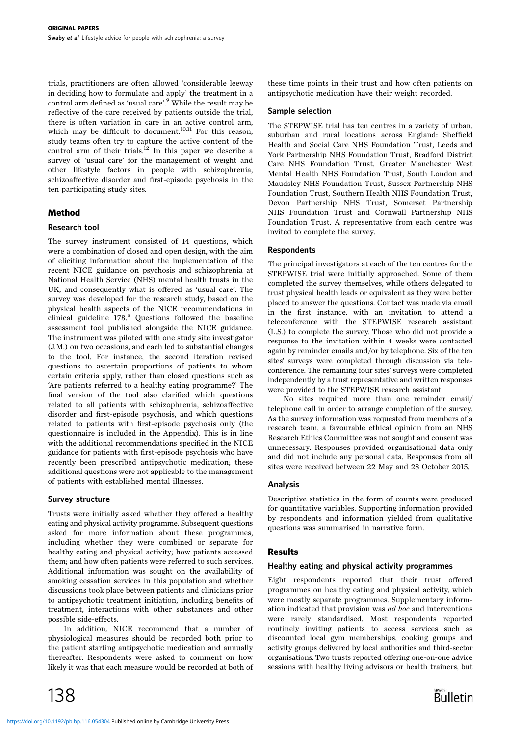trials, practitioners are often allowed 'considerable leeway in deciding how to formulate and apply' the treatment in a control arm defined as 'usual care'.[9] While the result may be reflective of the care received by patients outside the trial, there is often variation in care in an active control arm, which may be difficult to document.[10,11] For this reason, study teams often try to capture the active content of the control arm of their trials.[12] In this paper we describe a survey of 'usual care' for the management of weight and other lifestyle factors in people with schizophrenia, schizoaffective disorder and first-episode psychosis in the ten participating study sites.

## Method

### Research tool

The survey instrument consisted of 14 questions, which were a combination of closed and open design, with the aim of eliciting information about the implementation of the recent NICE guidance on psychosis and schizophrenia at National Health Service (NHS) mental health trusts in the UK, and consequently what is offered as 'usual care'. The survey was developed for the research study, based on the physical health aspects of the NICE recommendations in clinical guideline 178.[8] Questions followed the baseline assessment tool published alongside the NICE guidance. The instrument was piloted with one study site investigator (J.M.) on two occasions, and each led to substantial changes to the tool. For instance, the second iteration revised questions to ascertain proportions of patients to whom certain criteria apply, rather than closed questions such as 'Are patients referred to a healthy eating programme?' The final version of the tool also clarified which questions related to all patients with schizophrenia, schizoaffective disorder and first-episode psychosis, and which questions related to patients with first-episode psychosis only (the questionnaire is included in the Appendix). This is in line with the additional recommendations specified in the NICE guidance for patients with first-episode psychosis who have recently been prescribed antipsychotic medication; these additional questions were not applicable to the management of patients with established mental illnesses.

### Survey structure

Trusts were initially asked whether they offered a healthy eating and physical activity programme. Subsequent questions asked for more information about these programmes, including whether they were combined or separate for healthy eating and physical activity; how patients accessed them; and how often patients were referred to such services. Additional information was sought on the availability of smoking cessation services in this population and whether discussions took place between patients and clinicians prior to antipsychotic treatment initiation, including benefits of treatment, interactions with other substances and other possible side-effects.

In addition, NICE recommend that a number of physiological measures should be recorded both prior to the patient starting antipsychotic medication and annually thereafter. Respondents were asked to comment on how likely it was that each measure would be recorded at both of these time points in their trust and how often patients on antipsychotic medication have their weight recorded.

### Sample selection

The STEPWISE trial has ten centres in a variety of urban, suburban and rural locations across England: Sheffield Health and Social Care NHS Foundation Trust, Leeds and York Partnership NHS Foundation Trust, Bradford District Care NHS Foundation Trust, Greater Manchester West Mental Health NHS Foundation Trust, South London and Maudsley NHS Foundation Trust, Sussex Partnership NHS Foundation Trust, Southern Health NHS Foundation Trust, Devon Partnership NHS Trust, Somerset Partnership NHS Foundation Trust and Cornwall Partnership NHS Foundation Trust. A representative from each centre was invited to complete the survey.

### Respondents

The principal investigators at each of the ten centres for the STEPWISE trial were initially approached. Some of them completed the survey themselves, while others delegated to trust physical health leads or equivalent as they were better placed to answer the questions. Contact was made via email in the first instance, with an invitation to attend a teleconference with the STEPWISE research assistant (L.S.) to complete the survey. Those who did not provide a response to the invitation within 4 weeks were contacted again by reminder emails and/or by telephone. Six of the ten sites' surveys were completed through discussion via teleconference. The remaining four sites' surveys were completed independently by a trust representative and written responses were provided to the STEPWISE research assistant.

No sites required more than one reminder email/telephone call in order to arrange completion of the survey. As the survey information was requested from members of a research team, a favourable ethical opinion from an NHS Research Ethics Committee was not sought and consent was unnecessary. Responses provided organisational data only and did not include any personal data. Responses from all sites were received between 22 May and 28 October 2015.

### Analysis

Descriptive statistics in the form of counts were produced for quantitative variables. Supporting information provided by respondents and information yielded from qualitative questions was summarised in narrative form.

## Results

### Healthy eating and physical activity programmes

Eight respondents reported that their trust offered programmes on healthy eating and physical activity, which were mostly separate programmes. Supplementary information indicated that provision was *ad hoc* and interventions were rarely standardised. Most respondents reported routinely inviting patients to access services such as discounted local gym memberships, cooking groups and activity groups delivered by local authorities and third-sector organisations. Two trusts reported offering one-on-one advice sessions with healthy living advisors or health trainers, but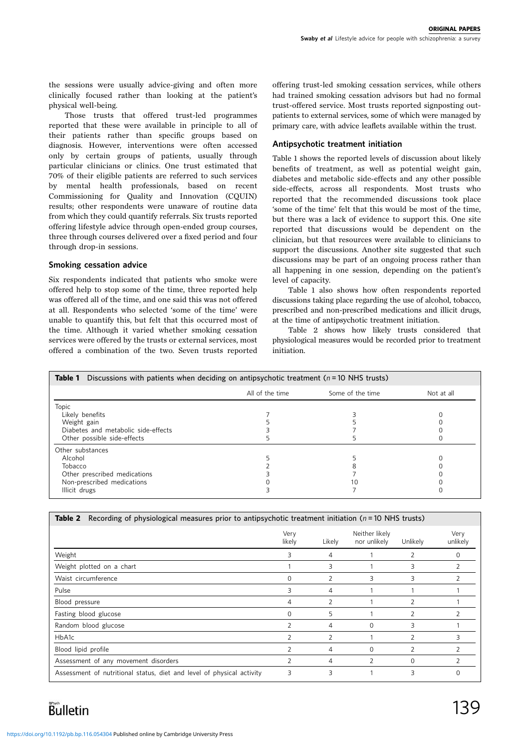the sessions were usually advice-giving and often more clinically focused rather than looking at the patient's physical well-being.

Those trusts that offered trust-led programmes reported that these were available in principle to all of their patients rather than specific groups based on diagnosis. However, interventions were often accessed only by certain groups of patients, usually through particular clinicians or clinics. One trust estimated that 70% of their eligible patients are referred to such services by mental health professionals, based on recent Commissioning for Quality and Innovation (CQUIN) results; other respondents were unaware of routine data from which they could quantify referrals. Six trusts reported offering lifestyle advice through open-ended group courses, three through courses delivered over a fixed period and four through drop-in sessions.

### Smoking cessation advice

Six respondents indicated that patients who smoke were offered help to stop some of the time, three reported help was offered all of the time, and one said this was not offered at all. Respondents who selected 'some of the time' were unable to quantify this, but felt that this occurred most of the time. Although it varied whether smoking cessation services were offered by the trusts or external services, most offered a combination of the two. Seven trusts reported offering trust-led smoking cessation services, while others had trained smoking cessation advisors but had no formal trust-offered service. Most trusts reported signposting outpatients to external services, some of which were managed by primary care, with advice leaflets available within the trust.

### Antipsychotic treatment initiation

Table 1 shows the reported levels of discussion about likely benefits of treatment, as well as potential weight gain, diabetes and metabolic side-effects and any other possible side-effects, across all respondents. Most trusts who reported that the recommended discussions took place 'some of the time' felt that this would be most of the time, but there was a lack of evidence to support this. One site reported that discussions would be dependent on the clinician, but that resources were available to clinicians to support the discussions. Another site suggested that such discussions may be part of an ongoing process rather than all happening in one session, depending on the patient's level of capacity.

Table 1 also shows how often respondents reported discussions taking place regarding the use of alcohol, tobacco, prescribed and non-prescribed medications and illicit drugs, at the time of antipsychotic treatment initiation.

Table 2 shows how likely trusts considered that physiological measures would be recorded prior to treatment initiation.

**Table 1** Discussions with patients when deciding on antipsychotic treatment ($n = 10$ NHS trusts)

| | All of the time | Some of the time | Not at all |
|---|---|---|---|
| Topic | | | |
| Likely benefits | 7 | 3 | 0 |
| Weight gain | 5 | 5 | 0 |
| Diabetes and metabolic side-effects | 3 | 7 | 0 |
| Other possible side-effects | 5 | 5 | 0 |
| Other substances | | | |
| Alcohol | 5 | 5 | 0 |
| Tobacco | 2 | 8 | 0 |
| Other prescribed medications | 3 | 7 | 0 |
| Non-prescribed medications | 0 | 10 | 0 |
| Illicit drugs | 3 | 7 | 0 |

**Table 2** Recording of physiological measures prior to antipsychotic treatment initiation ($n = 10$ NHS trusts)

| | Very likely | Likely | Neither likely nor unlikely | Unlikely | Very unlikely |
|---|---|---|---|---|---|
| Weight | 3 | 4 | 1 | 2 | 0 |
| Weight plotted on a chart | 1 | 3 | 1 | 3 | 2 |
| Waist circumference | 0 | 2 | 3 | 3 | 2 |
| Pulse | 3 | 4 | 1 | 1 | 1 |
| Blood pressure | 4 | 2 | 1 | 2 | 1 |
| Fasting blood glucose | 0 | 5 | 1 | 2 | 2 |
| Random blood glucose | 2 | 4 | 0 | 3 | 1 |
| HbA1c | 2 | 2 | 1 | 2 | 3 |
| Blood lipid profile | 2 | 4 | 0 | 2 | 2 |
| Assessment of any movement disorders | 2 | 4 | 2 | 0 | 2 |
| Assessment of nutritional status, diet and level of physical activity | 3 | 3 | 1 | 3 | 0 |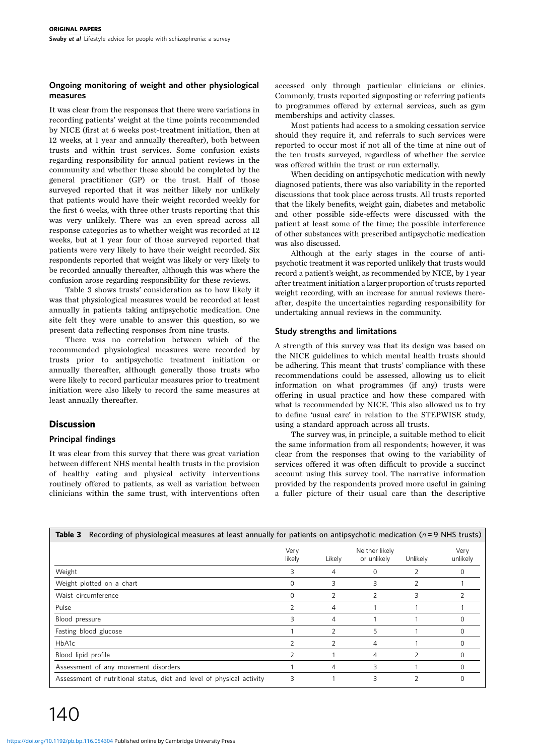### Ongoing monitoring of weight and other physiological measures

It was clear from the responses that there were variations in recording patients' weight at the time points recommended by NICE (first at 6 weeks post-treatment initiation, then at 12 weeks, at 1 year and annually thereafter), both between trusts and within trust services. Some confusion exists regarding responsibility for annual patient reviews in the community and whether these should be completed by the general practitioner (GP) or the trust. Half of those surveyed reported that it was neither likely nor unlikely that patients would have their weight recorded weekly for the first 6 weeks, with three other trusts reporting that this was very unlikely. There was an even spread across all response categories as to whether weight was recorded at 12 weeks, but at 1 year four of those surveyed reported that patients were very likely to have their weight recorded. Six respondents reported that weight was likely or very likely to be recorded annually thereafter, although this was where the confusion arose regarding responsibility for these reviews.

Table 3 shows trusts' consideration as to how likely it was that physiological measures would be recorded at least annually in patients taking antipsychotic medication. One site felt they were unable to answer this question, so we present data reflecting responses from nine trusts.

There was no correlation between which of the recommended physiological measures were recorded by trusts prior to antipsychotic treatment initiation or annually thereafter, although generally those trusts who were likely to record particular measures prior to treatment initiation were also likely to record the same measures at least annually thereafter.

## Discussion

### Principal findings

It was clear from this survey that there was great variation between different NHS mental health trusts in the provision of healthy eating and physical activity interventions routinely offered to patients, as well as variation between clinicians within the same trust, with interventions often accessed only through particular clinicians or clinics. Commonly, trusts reported signposting or referring patients to programmes offered by external services, such as gym memberships and activity classes.

Most patients had access to a smoking cessation service should they require it, and referrals to such services were reported to occur most if not all of the time at nine out of the ten trusts surveyed, regardless of whether the service was offered within the trust or run externally.

When deciding on antipsychotic medication with newly diagnosed patients, there was also variability in the reported discussions that took place across trusts. All trusts reported that the likely benefits, weight gain, diabetes and metabolic and other possible side-effects were discussed with the patient at least some of the time; the possible interference of other substances with prescribed antipsychotic medication was also discussed.

Although at the early stages in the course of antipsychotic treatment it was reported unlikely that trusts would record a patient's weight, as recommended by NICE, by 1 year after treatment initiation a larger proportion of trusts reported weight recording, with an increase for annual reviews thereafter, despite the uncertainties regarding responsibility for undertaking annual reviews in the community.

### Study strengths and limitations

A strength of this survey was that its design was based on the NICE guidelines to which mental health trusts should be adhering. This meant that trusts' compliance with these recommendations could be assessed, allowing us to elicit information on what programmes (if any) trusts were offering in usual practice and how these compared with what is recommended by NICE. This also allowed us to try to define 'usual care' in relation to the STEPWISE study, using a standard approach across all trusts.

The survey was, in principle, a suitable method to elicit the same information from all respondents; however, it was clear from the responses that owing to the variability of services offered it was often difficult to provide a succinct account using this survey tool. The narrative information provided by the respondents proved more useful in gaining a fuller picture of their usual care than the descriptive

**Table 3** Recording of physiological measures at least annually for patients on antipsychotic medication ($n = 9$ NHS trusts)

| | Very likely | Likely | Neither likely or unlikely | Unlikely | Very unlikely |
|---|---|---|---|---|---|
| Weight | 3 | 4 | 0 | 2 | 0 |
| Weight plotted on a chart | 0 | 3 | 3 | 2 | 1 |
| Waist circumference | 0 | 2 | 2 | 3 | 2 |
| Pulse | 2 | 4 | 1 | 1 | 1 |
| Blood pressure | 3 | 4 | 1 | 1 | 0 |
| Fasting blood glucose | 1 | 2 | 5 | 1 | 0 |
| HbA1c | 2 | 2 | 4 | 1 | 0 |
| Blood lipid profile | 2 | 1 | 4 | 2 | 0 |
| Assessment of any movement disorders | 1 | 4 | 3 | 1 | 0 |
| Assessment of nutritional status, diet and level of physical activity | 3 | 1 | 3 | 2 | 0 |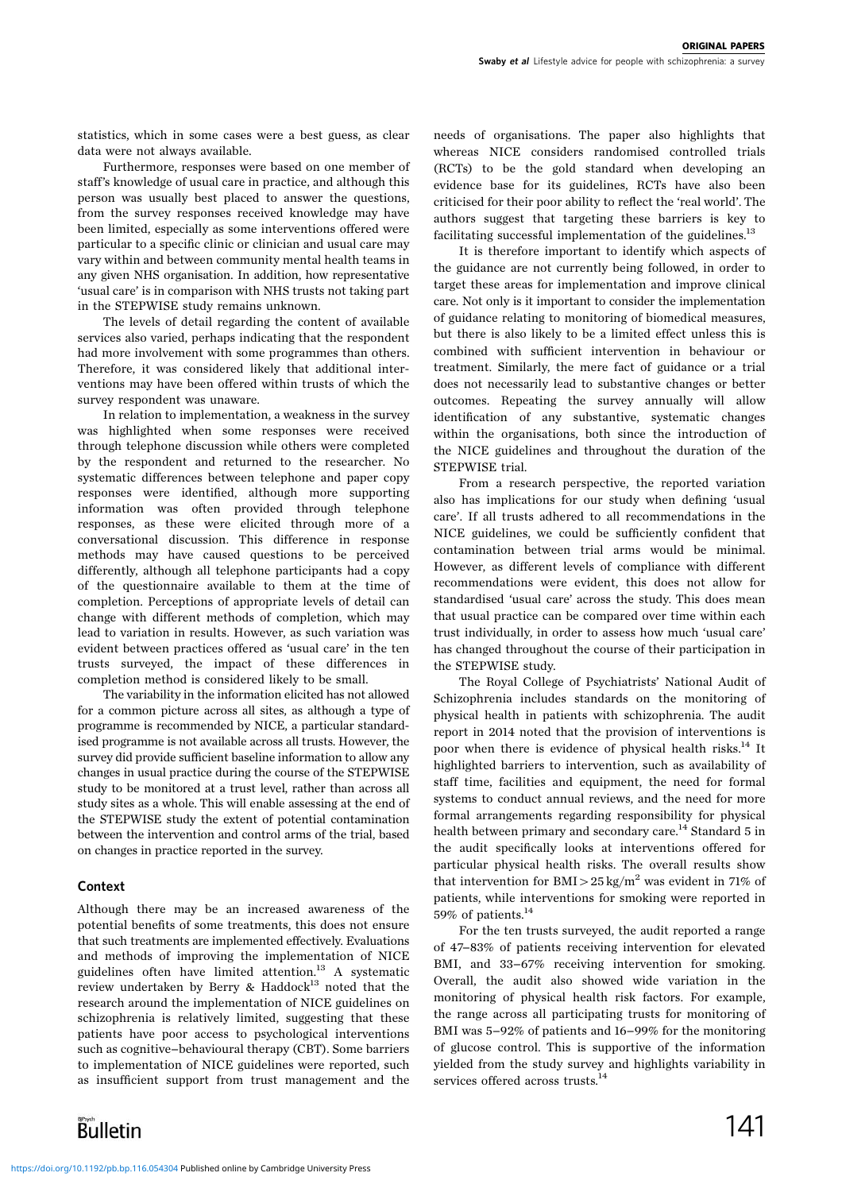statistics, which in some cases were a best guess, as clear data were not always available.

Furthermore, responses were based on one member of staff's knowledge of usual care in practice, and although this person was usually best placed to answer the questions, from the survey responses received knowledge may have been limited, especially as some interventions offered were particular to a specific clinic or clinician and usual care may vary within and between community mental health teams in any given NHS organisation. In addition, how representative 'usual care' is in comparison with NHS trusts not taking part in the STEPWISE study remains unknown.

The levels of detail regarding the content of available services also varied, perhaps indicating that the respondent had more involvement with some programmes than others. Therefore, it was considered likely that additional interventions may have been offered within trusts of which the survey respondent was unaware.

In relation to implementation, a weakness in the survey was highlighted when some responses were received through telephone discussion while others were completed by the respondent and returned to the researcher. No systematic differences between telephone and paper copy responses were identified, although more supporting information was often provided through telephone responses, as these were elicited through more of a conversational discussion. This difference in response methods may have caused questions to be perceived differently, although all telephone participants had a copy of the questionnaire available to them at the time of completion. Perceptions of appropriate levels of detail can change with different methods of completion, which may lead to variation in results. However, as such variation was evident between practices offered as 'usual care' in the ten trusts surveyed, the impact of these differences in completion method is considered likely to be small.

The variability in the information elicited has not allowed for a common picture across all sites, as although a type of programme is recommended by NICE, a particular standardised programme is not available across all trusts. However, the survey did provide sufficient baseline information to allow any changes in usual practice during the course of the STEPWISE study to be monitored at a trust level, rather than across all study sites as a whole. This will enable assessing at the end of the STEPWISE study the extent of potential contamination between the intervention and control arms of the trial, based on changes in practice reported in the survey.

### Context

Although there may be an increased awareness of the potential benefits of some treatments, this does not ensure that such treatments are implemented effectively. Evaluations and methods of improving the implementation of NICE guidelines often have limited attention.[13] A systematic review undertaken by Berry & Haddock[13] noted that the research around the implementation of NICE guidelines on schizophrenia is relatively limited, suggesting that these patients have poor access to psychological interventions such as cognitive–behavioural therapy (CBT). Some barriers to implementation of NICE guidelines were reported, such as insufficient support from trust management and the needs of organisations. The paper also highlights that whereas NICE considers randomised controlled trials (RCTs) to be the gold standard when developing an evidence base for its guidelines, RCTs have also been criticised for their poor ability to reflect the 'real world'. The authors suggest that targeting these barriers is key to facilitating successful implementation of the guidelines.[13]

It is therefore important to identify which aspects of the guidance are not currently being followed, in order to target these areas for implementation and improve clinical care. Not only is it important to consider the implementation of guidance relating to monitoring of biomedical measures, but there is also likely to be a limited effect unless this is combined with sufficient intervention in behaviour or treatment. Similarly, the mere fact of guidance or a trial does not necessarily lead to substantive changes or better outcomes. Repeating the survey annually will allow identification of any substantive, systematic changes within the organisations, both since the introduction of the NICE guidelines and throughout the duration of the STEPWISE trial.

From a research perspective, the reported variation also has implications for our study when defining 'usual care'. If all trusts adhered to all recommendations in the NICE guidelines, we could be sufficiently confident that contamination between trial arms would be minimal. However, as different levels of compliance with different recommendations were evident, this does not allow for standardised 'usual care' across the study. This does mean that usual practice can be compared over time within each trust individually, in order to assess how much 'usual care' has changed throughout the course of their participation in the STEPWISE study.

The Royal College of Psychiatrists' National Audit of Schizophrenia includes standards on the monitoring of physical health in patients with schizophrenia. The audit report in 2014 noted that the provision of interventions is poor when there is evidence of physical health risks.[14] It highlighted barriers to intervention, such as availability of staff time, facilities and equipment, the need for formal systems to conduct annual reviews, and the need for more formal arrangements regarding responsibility for physical health between primary and secondary care.[14] Standard 5 in the audit specifically looks at interventions offered for particular physical health risks. The overall results show that intervention for BMI $> 25\,\text{kg/m}^2$ was evident in 71% of patients, while interventions for smoking were reported in 59% of patients.[14]

For the ten trusts surveyed, the audit reported a range of 47–83% of patients receiving intervention for elevated BMI, and 33–67% receiving intervention for smoking. Overall, the audit also showed wide variation in the monitoring of physical health risk factors. For example, the range across all participating trusts for monitoring of BMI was 5–92% of patients and 16–99% for the monitoring of glucose control. This is supportive of the information yielded from the study survey and highlights variability in services offered across trusts.[14]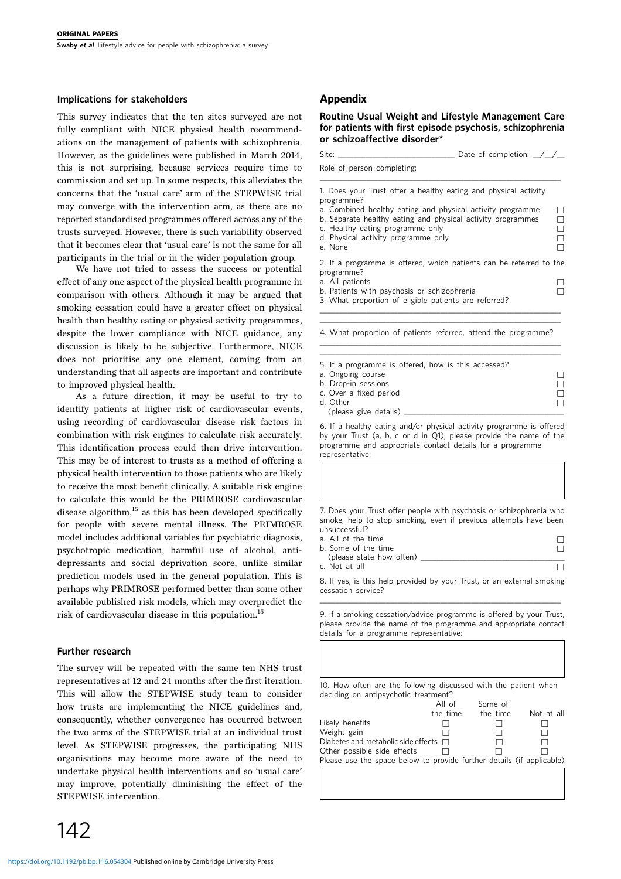### Implications for stakeholders

This survey indicates that the ten sites surveyed are not fully compliant with NICE physical health recommendations on the management of patients with schizophrenia. However, as the guidelines were published in March 2014, this is not surprising, because services require time to commission and set up. In some respects, this alleviates the concerns that the 'usual care' arm of the STEPWISE trial may converge with the intervention arm, as there are no reported standardised programmes offered across any of the trusts surveyed. However, there is such variability observed that it becomes clear that 'usual care' is not the same for all participants in the trial or in the wider population group.

We have not tried to assess the success or potential effect of any one aspect of the physical health programme in comparison with others. Although it may be argued that smoking cessation could have a greater effect on physical health than healthy eating or physical activity programmes, despite the lower compliance with NICE guidance, any discussion is likely to be subjective. Furthermore, NICE does not prioritise any one element, coming from an understanding that all aspects are important and contribute to improved physical health.

As a future direction, it may be useful to try to identify patients at higher risk of cardiovascular events, using recording of cardiovascular disease risk factors in combination with risk engines to calculate risk accurately. This identification process could then drive intervention. This may be of interest to trusts as a method of offering a physical health intervention to those patients who are likely to receive the most benefit clinically. A suitable risk engine to calculate this would be the PRIMROSE cardiovascular disease algorithm,[15] as this has been developed specifically for people with severe mental illness. The PRIMROSE model includes additional variables for psychiatric diagnosis, psychotropic medication, harmful use of alcohol, antidepressants and social deprivation score, unlike similar prediction models used in the general population. This is perhaps why PRIMROSE performed better than some other available published risk models, which may overpredict the risk of cardiovascular disease in this population.[15]

### Further research

The survey will be repeated with the same ten NHS trust representatives at 12 and 24 months after the first iteration. This will allow the STEPWISE study team to consider how trusts are implementing the NICE guidelines and, consequently, whether convergence has occurred between the two arms of the STEPWISE trial at an individual trust level. As STEPWISE progresses, the participating NHS organisations may become more aware of the need to undertake physical health interventions and so 'usual care' may improve, potentially diminishing the effect of the STEPWISE intervention.

## Appendix

### Routine Usual Weight and Lifestyle Management Care for patients with first episode psychosis, schizophrenia or schizoaffective disorder*

Site: ___________________________ Date of completion: __/__/__

Role of person completing:

1. Does your Trust offer a healthy eating and physical activity programme?
   - a. Combined healthy eating and physical activity programme ☐
   - b. Separate healthy eating and physical activity programmes ☐
   - c. Healthy eating programme only ☐
   - d. Physical activity programme only ☐
   - e. None ☐

2. If a programme is offered, which patients can be referred to the programme?
   - a. All patients ☐
   - b. Patients with psychosis or schizophrenia ☐

3. What proportion of eligible patients are referred?

4. What proportion of patients referred, attend the programme?

5. If a programme is offered, how is this accessed?
   - a. Ongoing course ☐
   - b. Drop-in sessions ☐
   - c. Over a fixed period ☐
   - d. Other ☐
     (please give details) ___________________________

6. If a healthy eating and/or physical activity programme is offered by your Trust (a, b, c or d in Q1), please provide the name of the programme and appropriate contact details for a programme representative:

7. Does your Trust offer people with psychosis or schizophrenia who smoke, help to stop smoking, even if previous attempts have been unsuccessful?
   - a. All of the time ☐
   - b. Some of the time ☐
     (please state how often) ___________________________
   - c. Not at all ☐

8. If yes, is this help provided by your Trust, or an external smoking cessation service?

9. If a smoking cessation/advice programme is offered by your Trust, please provide the name of the programme and appropriate contact details for a programme representative:

10. How often are the following discussed with the patient when deciding on antipsychotic treatment?

| | All of the time | Some of the time | Not at all |
|---|---|---|---|
| Likely benefits | ☐ | ☐ | ☐ |
| Weight gain | ☐ | ☐ | ☐ |
| Diabetes and metabolic side effects | ☐ | ☐ | ☐ |
| Other possible side effects | ☐ | ☐ | ☐ |

Please use the space below to provide further details (if applicable)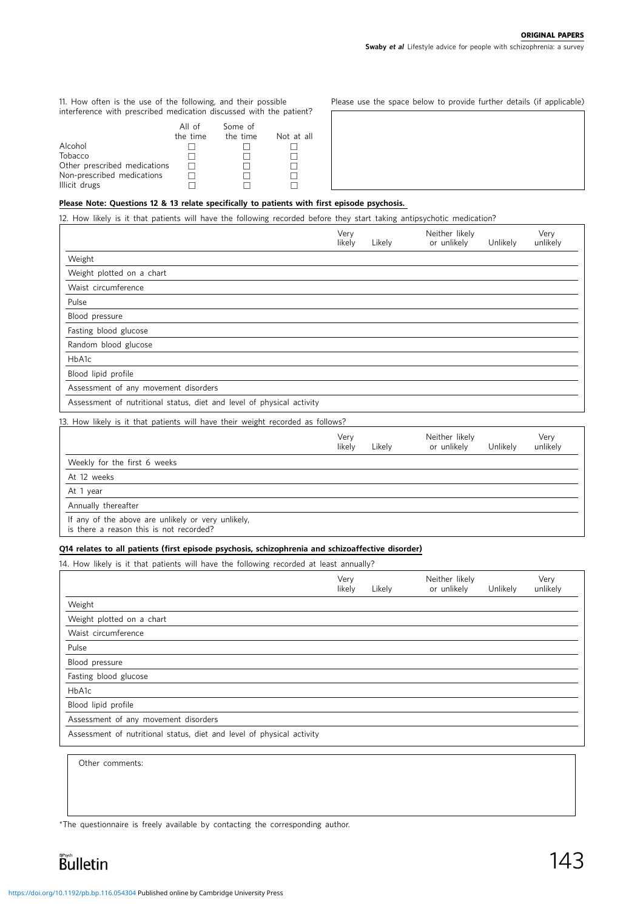11. How often is the use of the following, and their possible interference with prescribed medication discussed with the patient?

| | All of the time | Some of the time | Not at all |
|---|---|---|---|
| Alcohol | ☐ | ☐ | ☐ |
| Tobacco | ☐ | ☐ | ☐ |
| Other prescribed medications | ☐ | ☐ | ☐ |
| Non-prescribed medications | ☐ | ☐ | ☐ |
| Illicit drugs | ☐ | ☐ | ☐ |

Please use the space below to provide further details (if applicable)

**Please Note: Questions 12 & 13 relate specifically to patients with first episode psychosis.**

12. How likely is it that patients will have the following recorded before they start taking antipsychotic medication?

| | Very likely | Likely | Neither likely or unlikely | Unlikely | Very unlikely |
|---|---|---|---|---|---|
| Weight | | | | | |
| Weight plotted on a chart | | | | | |
| Waist circumference | | | | | |
| Pulse | | | | | |
| Blood pressure | | | | | |
| Fasting blood glucose | | | | | |
| Random blood glucose | | | | | |
| HbA1c | | | | | |
| Blood lipid profile | | | | | |
| Assessment of any movement disorders | | | | | |
| Assessment of nutritional status, diet and level of physical activity | | | | | |

13. How likely is it that patients will have their weight recorded as follows?

| | Very likely | Likely | Neither likely or unlikely | Unlikely | Very unlikely |
|---|---|---|---|---|---|
| Weekly for the first 6 weeks | | | | | |
| At 12 weeks | | | | | |
| At 1 year | | | | | |
| Annually thereafter | | | | | |
| If any of the above are unlikely or very unlikely, is there a reason this is not recorded? | | | | | |

**Q14 relates to all patients (first episode psychosis, schizophrenia and schizoaffective disorder)**

14. How likely is it that patients will have the following recorded at least annually?

| | Very likely | Likely | Neither likely or unlikely | Unlikely | Very unlikely |
|---|---|---|---|---|---|
| Weight | | | | | |
| Weight plotted on a chart | | | | | |
| Waist circumference | | | | | |
| Pulse | | | | | |
| Blood pressure | | | | | |
| Fasting blood glucose | | | | | |
| HbA1c | | | | | |
| Blood lipid profile | | | | | |
| Assessment of any movement disorders | | | | | |
| Assessment of nutritional status, diet and level of physical activity | | | | | |

Other comments:

*The questionnaire is freely available by contacting the corresponding author.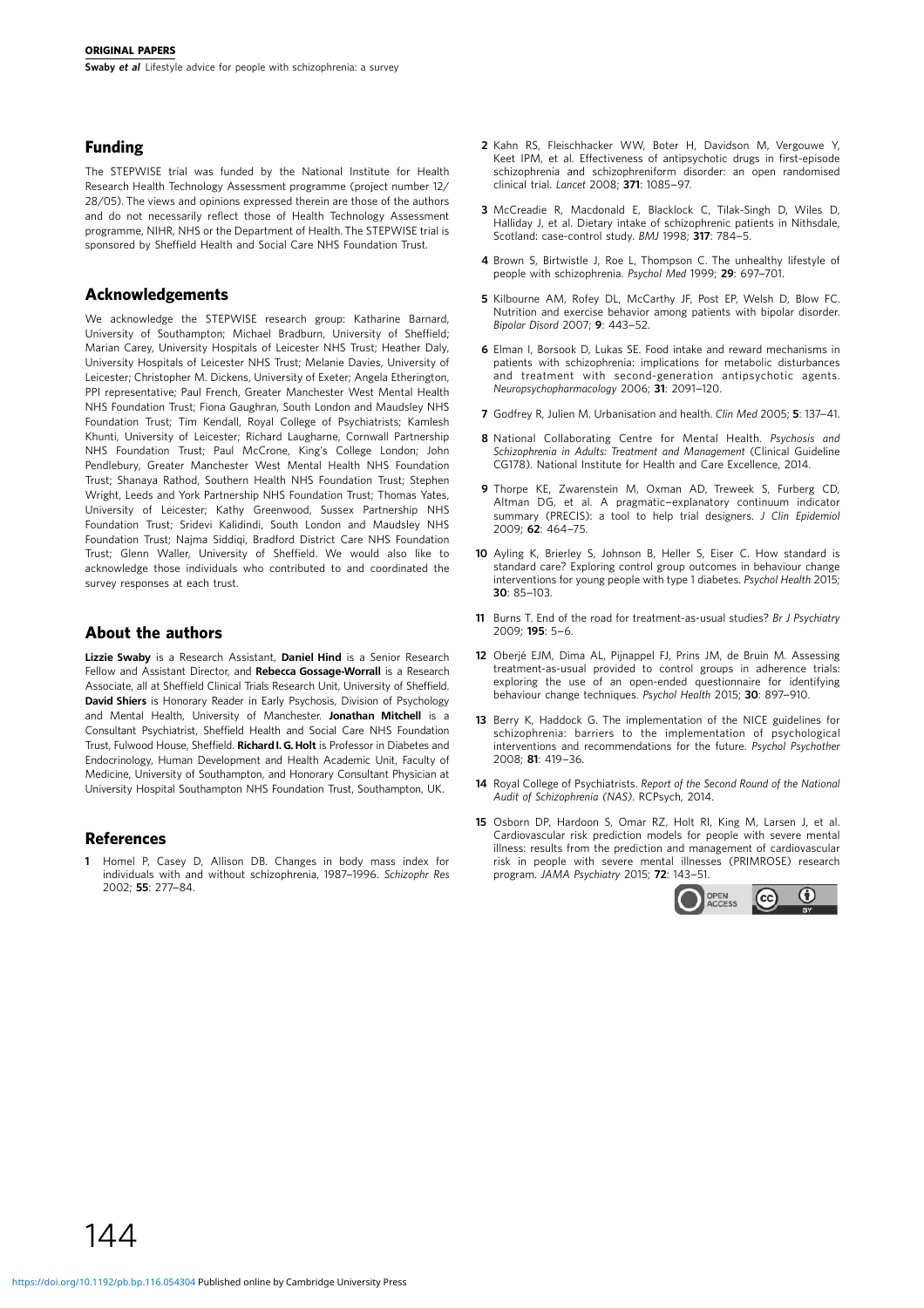## Funding

The STEPWISE trial was funded by the National Institute for Health Research Health Technology Assessment programme (project number 12/28/05). The views and opinions expressed therein are those of the authors and do not necessarily reflect those of Health Technology Assessment programme, NIHR, NHS or the Department of Health. The STEPWISE trial is sponsored by Sheffield Health and Social Care NHS Foundation Trust.

## Acknowledgements

We acknowledge the STEPWISE research group: Katharine Barnard, University of Southampton; Michael Bradburn, University of Sheffield; Marian Carey, University Hospitals of Leicester NHS Trust; Heather Daly, University Hospitals of Leicester NHS Trust; Melanie Davies, University of Leicester; Christopher M. Dickens, University of Exeter; Angela Etherington, PPI representative; Paul French, Greater Manchester West Mental Health NHS Foundation Trust; Fiona Gaughran, South London and Maudsley NHS Foundation Trust; Tim Kendall, Royal College of Psychiatrists; Kamlesh Khunti, University of Leicester; Richard Laugharne, Cornwall Partnership NHS Foundation Trust; Paul McCrone, King's College London; John Pendlebury, Greater Manchester West Mental Health NHS Foundation Trust; Shanaya Rathod, Southern Health NHS Foundation Trust; Stephen Wright, Leeds and York Partnership NHS Foundation Trust; Thomas Yates, University of Leicester; Kathy Greenwood, Sussex Partnership NHS Foundation Trust; Sridevi Kalidindi, South London and Maudsley NHS Foundation Trust; Najma Siddiqi, Bradford District Care NHS Foundation Trust; Glenn Waller, University of Sheffield. We would also like to acknowledge those individuals who contributed to and coordinated the survey responses at each trust.

## About the authors

**Lizzie Swaby** is a Research Assistant, **Daniel Hind** is a Senior Research Fellow and Assistant Director, and **Rebecca Gossage-Worrall** is a Research Associate, all at Sheffield Clinical Trials Research Unit, University of Sheffield. **David Shiers** is Honorary Reader in Early Psychosis, Division of Psychology and Mental Health, University of Manchester. **Jonathan Mitchell** is a Consultant Psychiatrist, Sheffield Health and Social Care NHS Foundation Trust, Fulwood House, Sheffield. **Richard I. G. Holt** is Professor in Diabetes and Endocrinology, Human Development and Health Academic Unit, Faculty of Medicine, University of Southampton, and Honorary Consultant Physician at University Hospital Southampton NHS Foundation Trust, Southampton, UK.

## References

1. Homel P, Casey D, Allison DB. Changes in body mass index for individuals with and without schizophrenia, 1987–1996. *Schizophr Res* 2002; **55**: 277–84.
2. Kahn RS, Fleischhacker WW, Boter H, Davidson M, Vergouwe Y, Keet IPM, et al. Effectiveness of antipsychotic drugs in first-episode schizophrenia and schizophreniform disorder: an open randomised clinical trial. *Lancet* 2008; **371**: 1085–97.
3. McCreadie R, Macdonald E, Blacklock C, Tilak-Singh D, Wiles D, Halliday J, et al. Dietary intake of schizophrenic patients in Nithsdale, Scotland: case-control study. *BMJ* 1998; **317**: 784–5.
4. Brown S, Birtwistle J, Roe L, Thompson C. The unhealthy lifestyle of people with schizophrenia. *Psychol Med* 1999; **29**: 697–701.
5. Kilbourne AM, Rofey DL, McCarthy JF, Post EP, Welsh D, Blow FC. Nutrition and exercise behavior among patients with bipolar disorder. *Bipolar Disord* 2007; **9**: 443–52.
6. Elman I, Borsook D, Lukas SE. Food intake and reward mechanisms in patients with schizophrenia: implications for metabolic disturbances and treatment with second-generation antipsychotic agents. *Neuropsychopharmacology* 2006; **31**: 2091–120.
7. Godfrey R, Julien M. Urbanisation and health. *Clin Med* 2005; **5**: 137–41.
8. National Collaborating Centre for Mental Health. *Psychosis and Schizophrenia in Adults: Treatment and Management* (Clinical Guideline CG178). National Institute for Health and Care Excellence, 2014.
9. Thorpe KE, Zwarenstein M, Oxman AD, Treweek S, Furberg CD, Altman DG, et al. A pragmatic–explanatory continuum indicator summary (PRECIS): a tool to help trial designers. *J Clin Epidemiol* 2009; **62**: 464–75.
10. Ayling K, Brierley S, Johnson B, Heller S, Eiser C. How standard is standard care? Exploring control group outcomes in behaviour change interventions for young people with type 1 diabetes. *Psychol Health* 2015; **30**: 85–103.
11. Burns T. End of the road for treatment-as-usual studies? *Br J Psychiatry* 2009; **195**: 5–6.
12. Oberjé EJM, Dima AL, Pijnappel FJ, Prins JM, de Bruin M. Assessing treatment-as-usual provided to control groups in adherence trials: exploring the use of an open-ended questionnaire for identifying behaviour change techniques. *Psychol Health* 2015; **30**: 897–910.
13. Berry K, Haddock G. The implementation of the NICE guidelines for schizophrenia: barriers to the implementation of psychological interventions and recommendations for the future. *Psychol Psychother* 2008; **81**: 419–36.
14. Royal College of Psychiatrists. *Report of the Second Round of the National Audit of Schizophrenia (NAS)*. RCPsych, 2014.
15. Osborn DP, Hardoon S, Omar RZ, Holt RI, King M, Larsen J, et al. Cardiovascular risk prediction models for people with severe mental illness: results from the prediction and management of cardiovascular risk in people with severe mental illnesses (PRIMROSE) research program. *JAMA Psychiatry* 2015; **72**: 143–51.